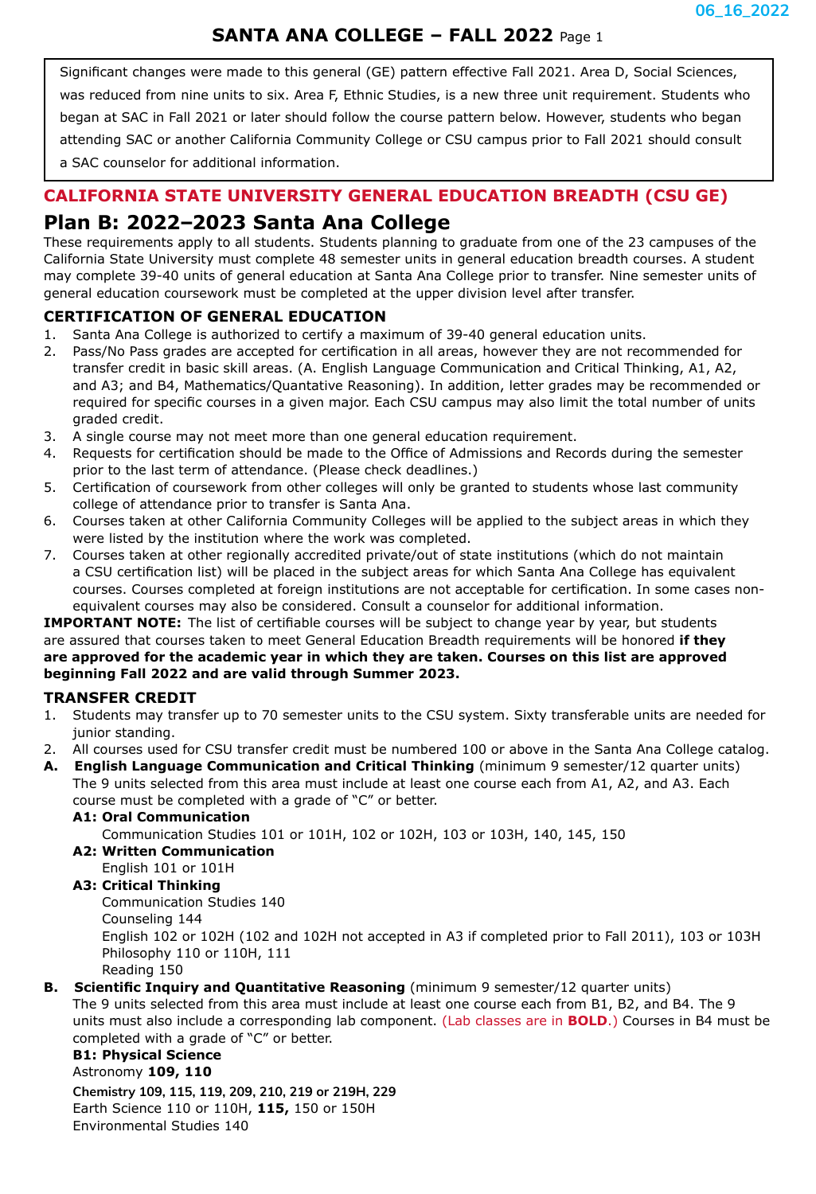# SANTA ANA COLLEGE – FALL 2022

Significant changes were made to this general (GE) pattern effective Fall 2021. Area D, Social Sciences, was reduced from nine units to six. Area F, Ethnic Studies, is a new three unit requirement. Students who began at SAC in Fall 2021 or later should follow the course pattern below. However, students who began attending SAC or another California Community College or CSU campus prior to Fall 2021 should consult a SAC counselor for additional information.

## CALIFORNIA STATE UNIVERSITY GENERAL EDUCATION BREADTH (CSU GE)

## Plan B: 2022–2023 Santa Ana College

These requirements apply to all students. Students planning to graduate from one of the 23 campuses of the California State University must complete 48 semester units in general education breadth courses. A student may complete 39-40 units of general education at Santa Ana College prior to transfer. Nine semester units of general education coursework must be completed at the upper division level after transfer.

### CERTIFICATION OF GENERAL EDUCATION

1. Santa Ana College is authorized to certify a maximum of 39-40 general education units.
2. Pass/No Pass grades are accepted for certification in all areas, however they are not recommended for transfer credit in basic skill areas. (A. English Language Communication and Critical Thinking, A1, A2, and A3; and B4, Mathematics/Quantative Reasoning). In addition, letter grades may be recommended or required for specific courses in a given major. Each CSU campus may also limit the total number of units graded credit.
3. A single course may not meet more than one general education requirement.
4. Requests for certification should be made to the Office of Admissions and Records during the semester prior to the last term of attendance. (Please check deadlines.)
5. Certification of coursework from other colleges will only be granted to students whose last community college of attendance prior to transfer is Santa Ana.
6. Courses taken at other California Community Colleges will be applied to the subject areas in which they were listed by the institution where the work was completed.
7. Courses taken at other regionally accredited private/out of state institutions (which do not maintain a CSU certification list) will be placed in the subject areas for which Santa Ana College has equivalent courses. Courses completed at foreign institutions are not acceptable for certification. In some cases non-equivalent courses may also be considered. Consult a counselor for additional information.

**IMPORTANT NOTE:** The list of certifiable courses will be subject to change year by year, but students are assured that courses taken to meet General Education Breadth requirements will be honored **if they are approved for the academic year in which they are taken. Courses on this list are approved beginning Fall 2022 and are valid through Summer 2023.**

### TRANSFER CREDIT

1. Students may transfer up to 70 semester units to the CSU system. Sixty transferable units are needed for junior standing.
2. All courses used for CSU transfer credit must be numbered 100 or above in the Santa Ana College catalog.

**A. English Language Communication and Critical Thinking** (minimum 9 semester/12 quarter units)
The 9 units selected from this area must include at least one course each from A1, A2, and A3. Each course must be completed with a grade of "C" or better.

**A1: Oral Communication**
Communication Studies 101 or 101H, 102 or 102H, 103 or 103H, 140, 145, 150

**A2: Written Communication**
English 101 or 101H

**A3: Critical Thinking**
Communication Studies 140
Counseling 144
English 102 or 102H (102 and 102H not accepted in A3 if completed prior to Fall 2011), 103 or 103H
Philosophy 110 or 110H, 111
Reading 150

**B. Scientific Inquiry and Quantitative Reasoning** (minimum 9 semester/12 quarter units)
The 9 units selected from this area must include at least one course each from B1, B2, and B4. The 9 units must also include a corresponding lab component. (Lab classes are in **BOLD**.) Courses in B4 must be completed with a grade of "C" or better.

**B1: Physical Science**
Astronomy **109, 110**
**Chemistry 109, 115, 119, 209, 210, 219 or 219H, 229**
Earth Science 110 or 110H, **115,** 150 or 150H
Environmental Studies 140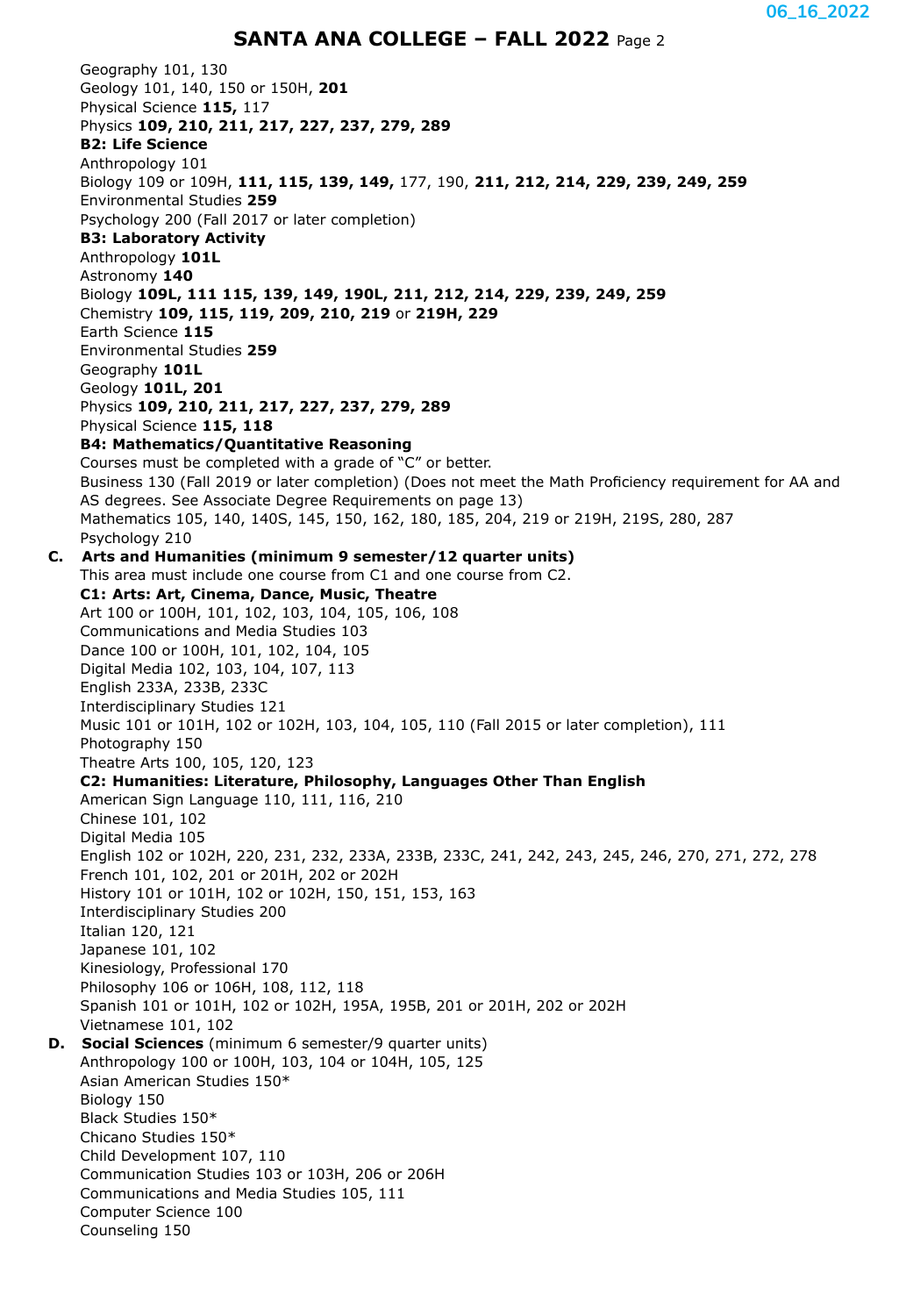Geography 101, 130
Geology 101, 140, 150 or 150H, **201**
Physical Science **115,** 117
Physics **109, 210, 211, 217, 227, 237, 279, 289**

**B2: Life Science**
Anthropology 101
Biology 109 or 109H, **111, 115, 139, 149,** 177, 190, **211, 212, 214, 229, 239, 249, 259**
Environmental Studies **259**
Psychology 200 (Fall 2017 or later completion)

**B3: Laboratory Activity**
Anthropology **101L**
Astronomy **140**
Biology **109L, 111 115, 139, 149, 190L, 211, 212, 214, 229, 239, 249, 259**
Chemistry **109, 115, 119, 209, 210, 219** or **219H, 229**
Earth Science **115**
Environmental Studies **259**
Geography **101L**
Geology **101L, 201**
Physics **109, 210, 211, 217, 227, 237, 279, 289**
Physical Science **115, 118**

**B4: Mathematics/Quantitative Reasoning**
Courses must be completed with a grade of "C" or better.
Business 130 (Fall 2019 or later completion) (Does not meet the Math Proficiency requirement for AA and AS degrees. See Associate Degree Requirements on page 13)
Mathematics 105, 140, 140S, 145, 150, 162, 180, 185, 204, 219 or 219H, 219S, 280, 287
Psychology 210

**C. Arts and Humanities (minimum 9 semester/12 quarter units)**
This area must include one course from C1 and one course from C2.

**C1: Arts: Art, Cinema, Dance, Music, Theatre**
Art 100 or 100H, 101, 102, 103, 104, 105, 106, 108
Communications and Media Studies 103
Dance 100 or 100H, 101, 102, 104, 105
Digital Media 102, 103, 104, 107, 113
English 233A, 233B, 233C
Interdisciplinary Studies 121
Music 101 or 101H, 102 or 102H, 103, 104, 105, 110 (Fall 2015 or later completion), 111
Photography 150
Theatre Arts 100, 105, 120, 123

**C2: Humanities: Literature, Philosophy, Languages Other Than English**
American Sign Language 110, 111, 116, 210
Chinese 101, 102
Digital Media 105
English 102 or 102H, 220, 231, 232, 233A, 233B, 233C, 241, 242, 243, 245, 246, 270, 271, 272, 278
French 101, 102, 201 or 201H, 202 or 202H
History 101 or 101H, 102 or 102H, 150, 151, 153, 163
Interdisciplinary Studies 200
Italian 120, 121
Japanese 101, 102
Kinesiology, Professional 170
Philosophy 106 or 106H, 108, 112, 118
Spanish 101 or 101H, 102 or 102H, 195A, 195B, 201 or 201H, 202 or 202H
Vietnamese 101, 102

**D. Social Sciences** (minimum 6 semester/9 quarter units)
Anthropology 100 or 100H, 103, 104 or 104H, 105, 125
Asian American Studies 150*
Biology 150
Black Studies 150*
Chicano Studies 150*
Child Development 107, 110
Communication Studies 103 or 103H, 206 or 206H
Communications and Media Studies 105, 111
Computer Science 100
Counseling 150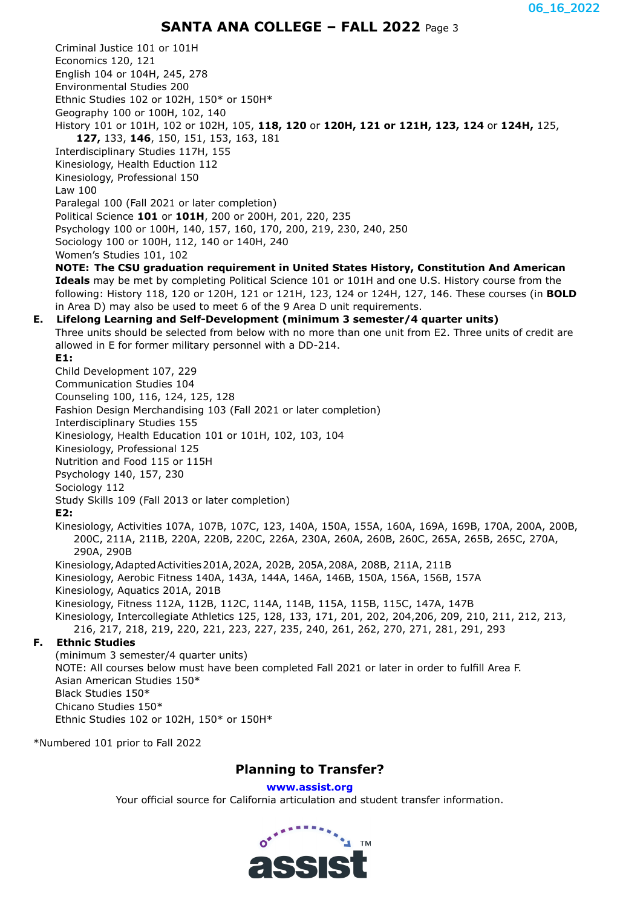Criminal Justice 101 or 101H
Economics 120, 121
English 104 or 104H, 245, 278
Environmental Studies 200
Ethnic Studies 102 or 102H, 150* or 150H*
Geography 100 or 100H, 102, 140
History 101 or 101H, 102 or 102H, 105, **118, 120** or **120H, 121 or 121H, 123, 124** or **124H,** 125, **127,** 133, **146**, 150, 151, 153, 163, 181
Interdisciplinary Studies 117H, 155
Kinesiology, Health Eduction 112
Kinesiology, Professional 150
Law 100
Paralegal 100 (Fall 2021 or later completion)
Political Science **101** or **101H**, 200 or 200H, 201, 220, 235
Psychology 100 or 100H, 140, 157, 160, 170, 200, 219, 230, 240, 250
Sociology 100 or 100H, 112, 140 or 140H, 240
Women's Studies 101, 102

**NOTE: The CSU graduation requirement in United States History, Constitution And American Ideals** may be met by completing Political Science 101 or 101H and one U.S. History course from the following: History 118, 120 or 120H, 121 or 121H, 123, 124 or 124H, 127, 146. These courses (in **BOLD** in Area D) may also be used to meet 6 of the 9 Area D unit requirements.

**E. Lifelong Learning and Self-Development (minimum 3 semester/4 quarter units)**

Three units should be selected from below with no more than one unit from E2. Three units of credit are allowed in E for former military personnel with a DD-214.

**E1:**

Child Development 107, 229
Communication Studies 104
Counseling 100, 116, 124, 125, 128
Fashion Design Merchandising 103 (Fall 2021 or later completion)
Interdisciplinary Studies 155
Kinesiology, Health Education 101 or 101H, 102, 103, 104
Kinesiology, Professional 125
Nutrition and Food 115 or 115H
Psychology 140, 157, 230
Sociology 112
Study Skills 109 (Fall 2013 or later completion)

**E2:**

Kinesiology, Activities 107A, 107B, 107C, 123, 140A, 150A, 155A, 160A, 169A, 169B, 170A, 200A, 200B, 200C, 211A, 211B, 220A, 220B, 220C, 226A, 230A, 260A, 260B, 260C, 265A, 265B, 265C, 270A, 290A, 290B
Kinesiology, Adapted Activities 201A, 202A, 202B, 205A, 208A, 208B, 211A, 211B
Kinesiology, Aerobic Fitness 140A, 143A, 144A, 146A, 146B, 150A, 156A, 156B, 157A
Kinesiology, Aquatics 201A, 201B
Kinesiology, Fitness 112A, 112B, 112C, 114A, 114B, 115A, 115B, 115C, 147A, 147B
Kinesiology, Intercollegiate Athletics 125, 128, 133, 171, 201, 202, 204,206, 209, 210, 211, 212, 213, 216, 217, 218, 219, 220, 221, 223, 227, 235, 240, 261, 262, 270, 271, 281, 291, 293

**F. Ethnic Studies**

(minimum 3 semester/4 quarter units)

NOTE: All courses below must have been completed Fall 2021 or later in order to fulfill Area F.

Asian American Studies 150*
Black Studies 150*
Chicano Studies 150*
Ethnic Studies 102 or 102H, 150* or 150H*

*Numbered 101 prior to Fall 2022

## Planning to Transfer?

**www.assist.org**

Your official source for California articulation and student transfer information.

assist™